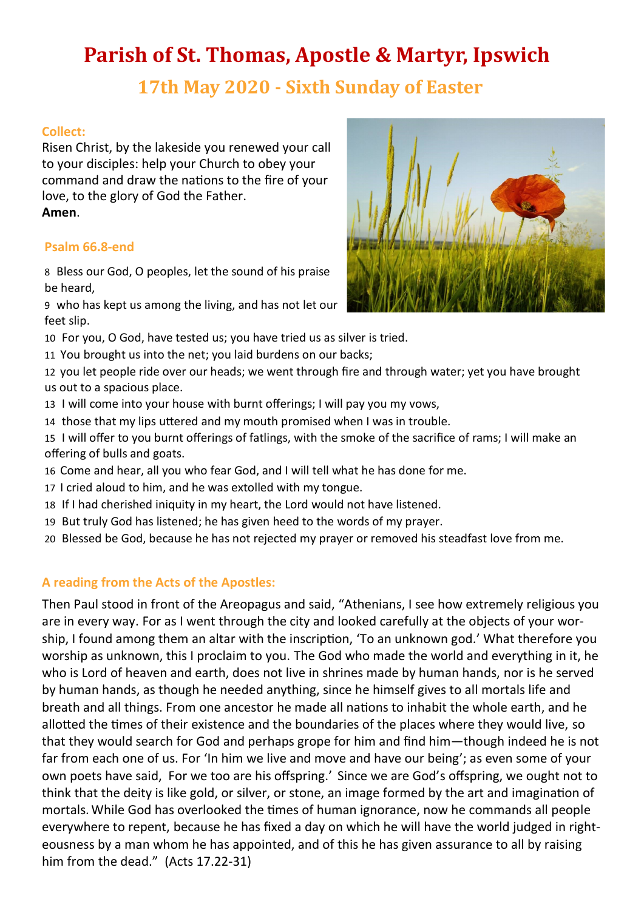# Parish of St. Thomas, Apostle & Martyr, Ipswich

## 17th May 2020 - Sixth Sunday of Easter

### Collect:

Risen Christ, by the lakeside you renewed your call to your disciples: help your Church to obey your command and draw the nations to the fire of your love, to the glory of God the Father.
**Amen**.

### Psalm 66.8-end

8 Bless our God, O peoples, let the sound of his praise be heard,

9 who has kept us among the living, and has not let our feet slip.

10 For you, O God, have tested us; you have tried us as silver is tried.

11 You brought us into the net; you laid burdens on our backs;

12 you let people ride over our heads; we went through fire and through water; yet you have brought us out to a spacious place.

13 I will come into your house with burnt offerings; I will pay you my vows,

14 those that my lips uttered and my mouth promised when I was in trouble.

15 I will offer to you burnt offerings of fatlings, with the smoke of the sacrifice of rams; I will make an offering of bulls and goats.

16 Come and hear, all you who fear God, and I will tell what he has done for me.

17 I cried aloud to him, and he was extolled with my tongue.

18 If I had cherished iniquity in my heart, the Lord would not have listened.

19 But truly God has listened; he has given heed to the words of my prayer.

20 Blessed be God, because he has not rejected my prayer or removed his steadfast love from me.

### A reading from the Acts of the Apostles:

Then Paul stood in front of the Areopagus and said, "Athenians, I see how extremely religious you are in every way. For as I went through the city and looked carefully at the objects of your worship, I found among them an altar with the inscription, 'To an unknown god.' What therefore you worship as unknown, this I proclaim to you. The God who made the world and everything in it, he who is Lord of heaven and earth, does not live in shrines made by human hands, nor is he served by human hands, as though he needed anything, since he himself gives to all mortals life and breath and all things. From one ancestor he made all nations to inhabit the whole earth, and he allotted the times of their existence and the boundaries of the places where they would live, so that they would search for God and perhaps grope for him and find him—though indeed he is not far from each one of us. For 'In him we live and move and have our being'; as even some of your own poets have said, For we too are his offspring.' Since we are God's offspring, we ought not to think that the deity is like gold, or silver, or stone, an image formed by the art and imagination of mortals. While God has overlooked the times of human ignorance, now he commands all people everywhere to repent, because he has fixed a day on which he will have the world judged in righteousness by a man whom he has appointed, and of this he has given assurance to all by raising him from the dead." (Acts 17.22-31)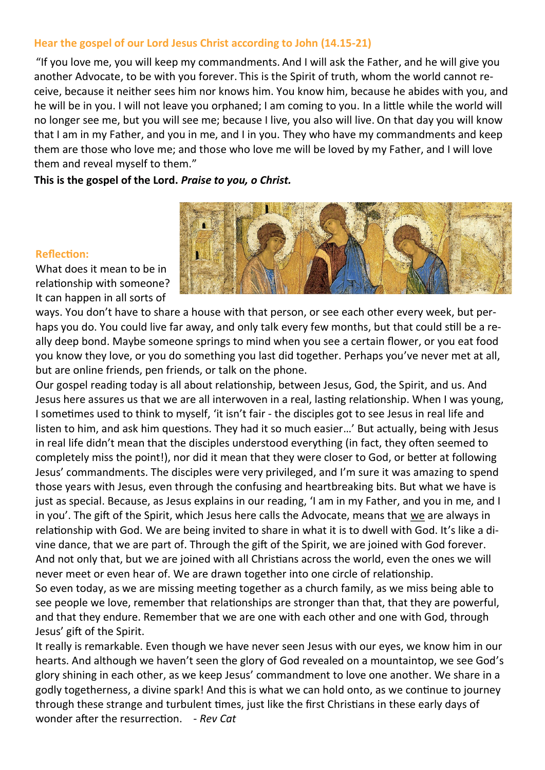## Hear the gospel of our Lord Jesus Christ according to John (14.15-21)

"If you love me, you will keep my commandments. And I will ask the Father, and he will give you another Advocate, to be with you forever. This is the Spirit of truth, whom the world cannot receive, because it neither sees him nor knows him. You know him, because he abides with you, and he will be in you. I will not leave you orphaned; I am coming to you. In a little while the world will no longer see me, but you will see me; because I live, you also will live. On that day you will know that I am in my Father, and you in me, and I in you. They who have my commandments and keep them are those who love me; and those who love me will be loved by my Father, and I will love them and reveal myself to them."

**This is the gospel of the Lord.** ***Praise to you, o Christ.***

## Reflection:

What does it mean to be in relationship with someone? It can happen in all sorts of ways. You don't have to share a house with that person, or see each other every week, but perhaps you do. You could live far away, and only talk every few months, but that could still be a really deep bond. Maybe someone springs to mind when you see a certain flower, or you eat food you know they love, or you do something you last did together. Perhaps you've never met at all, but are online friends, pen friends, or talk on the phone.

Our gospel reading today is all about relationship, between Jesus, God, the Spirit, and us. And Jesus here assures us that we are all interwoven in a real, lasting relationship. When I was young, I sometimes used to think to myself, 'it isn't fair - the disciples got to see Jesus in real life and listen to him, and ask him questions. They had it so much easier…' But actually, being with Jesus in real life didn't mean that the disciples understood everything (in fact, they often seemed to completely miss the point!), nor did it mean that they were closer to God, or better at following Jesus' commandments. The disciples were very privileged, and I'm sure it was amazing to spend those years with Jesus, even through the confusing and heartbreaking bits. But what we have is just as special. Because, as Jesus explains in our reading, 'I am in my Father, and you in me, and I in you'. The gift of the Spirit, which Jesus here calls the Advocate, means that <u>we</u> are always in relationship with God. We are being invited to share in what it is to dwell with God. It's like a divine dance, that we are part of. Through the gift of the Spirit, we are joined with God forever. And not only that, but we are joined with all Christians across the world, even the ones we will never meet or even hear of. We are drawn together into one circle of relationship.

So even today, as we are missing meeting together as a church family, as we miss being able to see people we love, remember that relationships are stronger than that, that they are powerful, and that they endure. Remember that we are one with each other and one with God, through Jesus' gift of the Spirit.

It really is remarkable. Even though we have never seen Jesus with our eyes, we know him in our hearts. And although we haven't seen the glory of God revealed on a mountaintop, we see God's glory shining in each other, as we keep Jesus' commandment to love one another. We share in a godly togetherness, a divine spark! And this is what we can hold onto, as we continue to journey through these strange and turbulent times, just like the first Christians in these early days of wonder after the resurrection. *- Rev Cat*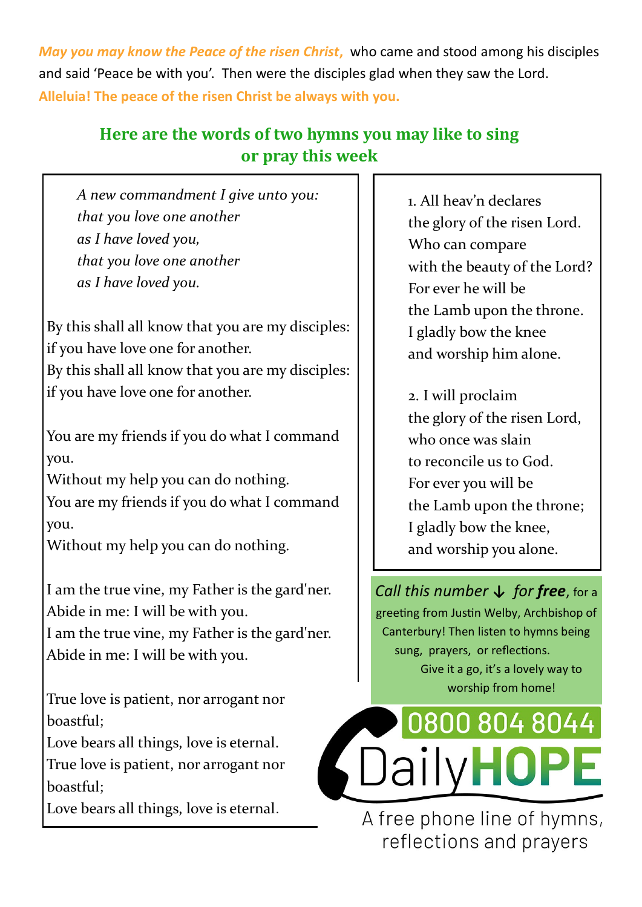*May you may know the Peace of the risen Christ,* who came and stood among his disciples and said 'Peace be with you'. Then were the disciples glad when they saw the Lord.
**Alleluia! The peace of the risen Christ be always with you.**

## Here are the words of two hymns you may like to sing or pray this week

*A new commandment I give unto you:*
*that you love one another*
*as I have loved you,*
*that you love one another*
*as I have loved you.*

By this shall all know that you are my disciples:
if you have love one for another.
By this shall all know that you are my disciples:
if you have love one for another.

You are my friends if you do what I command you.
Without my help you can do nothing.
You are my friends if you do what I command you.
Without my help you can do nothing.

I am the true vine, my Father is the gard'ner.
Abide in me: I will be with you.
I am the true vine, my Father is the gard'ner.
Abide in me: I will be with you.

True love is patient, nor arrogant nor boastful;
Love bears all things, love is eternal.
True love is patient, nor arrogant nor boastful;
Love bears all things, love is eternal.

1. All heav'n declares
the glory of the risen Lord.
Who can compare
with the beauty of the Lord?
For ever he will be
the Lamb upon the throne.
I gladly bow the knee
and worship him alone.

2. I will proclaim
the glory of the risen Lord,
who once was slain
to reconcile us to God.
For ever you will be
the Lamb upon the throne;
I gladly bow the knee,
and worship you alone.

*Call this number ↓ for **free**,* for a greeting from Justin Welby, Archbishop of Canterbury! Then listen to hymns being sung, prayers, or reflections.
Give it a go, it's a lovely way to worship from home!

**0800 804 8044**

Daily**HOPE**

A free phone line of hymns, reflections and prayers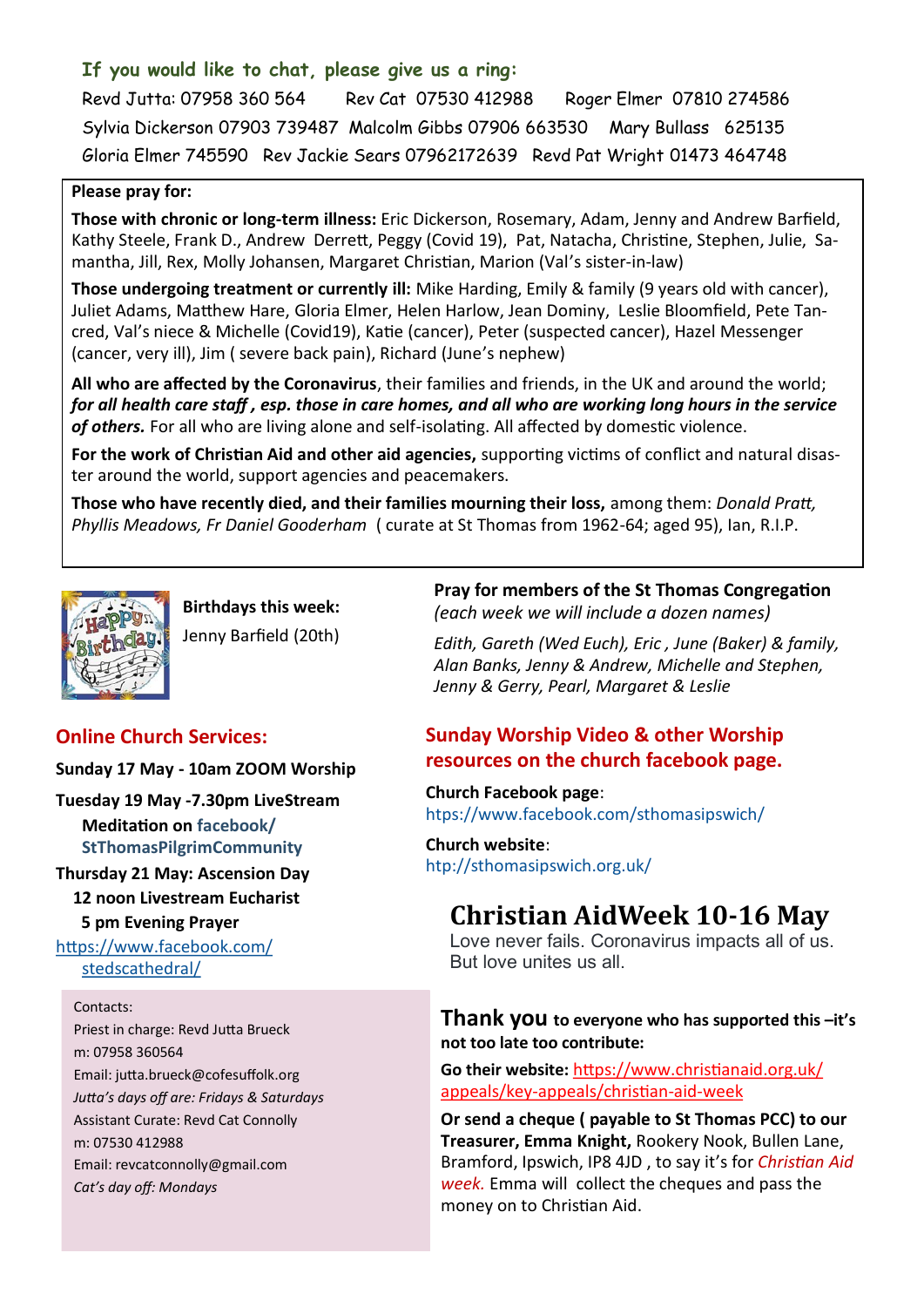### If you would like to chat, please give us a ring:

Revd Jutta: 07958 360 564   Rev Cat 07530 412988   Roger Elmer 07810 274586
Sylvia Dickerson 07903 739487  Malcolm Gibbs 07906 663530   Mary Bullass 625135
Gloria Elmer 745590  Rev Jackie Sears 07962172639  Revd Pat Wright 01473 464748

**Please pray for:**

**Those with chronic or long-term illness:** Eric Dickerson, Rosemary, Adam, Jenny and Andrew Barfield, Kathy Steele, Frank D., Andrew Derrett, Peggy (Covid 19), Pat, Natacha, Christine, Stephen, Julie, Samantha, Jill, Rex, Molly Johansen, Margaret Christian, Marion (Val's sister-in-law)

**Those undergoing treatment or currently ill:** Mike Harding, Emily & family (9 years old with cancer), Juliet Adams, Matthew Hare, Gloria Elmer, Helen Harlow, Jean Dominy, Leslie Bloomfield, Pete Tancred, Val's niece & Michelle (Covid19), Katie (cancer), Peter (suspected cancer), Hazel Messenger (cancer, very ill), Jim ( severe back pain), Richard (June's nephew)

**All who are affected by the Coronavirus**, their families and friends, in the UK and around the world; ***for all health care staff , esp. those in care homes, and all who are working long hours in the service of others.*** For all who are living alone and self-isolating. All affected by domestic violence.

**For the work of Christian Aid and other aid agencies,** supporting victims of conflict and natural disaster around the world, support agencies and peacemakers.

**Those who have recently died, and their families mourning their loss,** among them: *Donald Pratt, Phyllis Meadows, Fr Daniel Gooderham* ( curate at St Thomas from 1962-64; aged 95), Ian, R.I.P.

**Birthdays this week:**
Jenny Barfield (20th)

**Pray for members of the St Thomas Congregation**
*(each week we will include a dozen names)*

*Edith, Gareth (Wed Euch), Eric , June (Baker) & family, Alan Banks, Jenny & Andrew, Michelle and Stephen, Jenny & Gerry, Pearl, Margaret & Leslie*

## Online Church Services:

**Sunday 17 May - 10am ZOOM Worship**

**Tuesday 19 May -7.30pm LiveStream Meditation on facebook/ StThomasPilgrimCommunity**

**Thursday 21 May: Ascension Day**
**12 noon Livestream Eucharist**
**5 pm Evening Prayer**

https://www.facebook.com/stedscathedral/

Contacts:
Priest in charge: Revd Jutta Brueck
m: 07958 360564
Email: jutta.brueck@cofesuffolk.org
*Jutta's days off are: Fridays & Saturdays*
Assistant Curate: Revd Cat Connolly
m: 07530 412988
Email: revcatconnolly@gmail.com
*Cat's day off: Mondays*

## Sunday Worship Video & other Worship resources on the church facebook page.

**Church Facebook page**:
https://www.facebook.com/sthomasipswich/

**Church website**:
htp://sthomasipswich.org.uk/

# Christian AidWeek 10-16 May

Love never fails. Coronavirus impacts all of us. But love unites us all.

**Thank you to everyone who has supported this –it's not too late too contribute:**

**Go their website:** https://www.christianaid.org.uk/appeals/key-appeals/christian-aid-week

**Or send a cheque ( payable to St Thomas PCC) to our Treasurer, Emma Knight,** Rookery Nook, Bullen Lane, Bramford, Ipswich, IP8 4JD , to say it's for *Christian Aid week.* Emma will collect the cheques and pass the money on to Christian Aid.